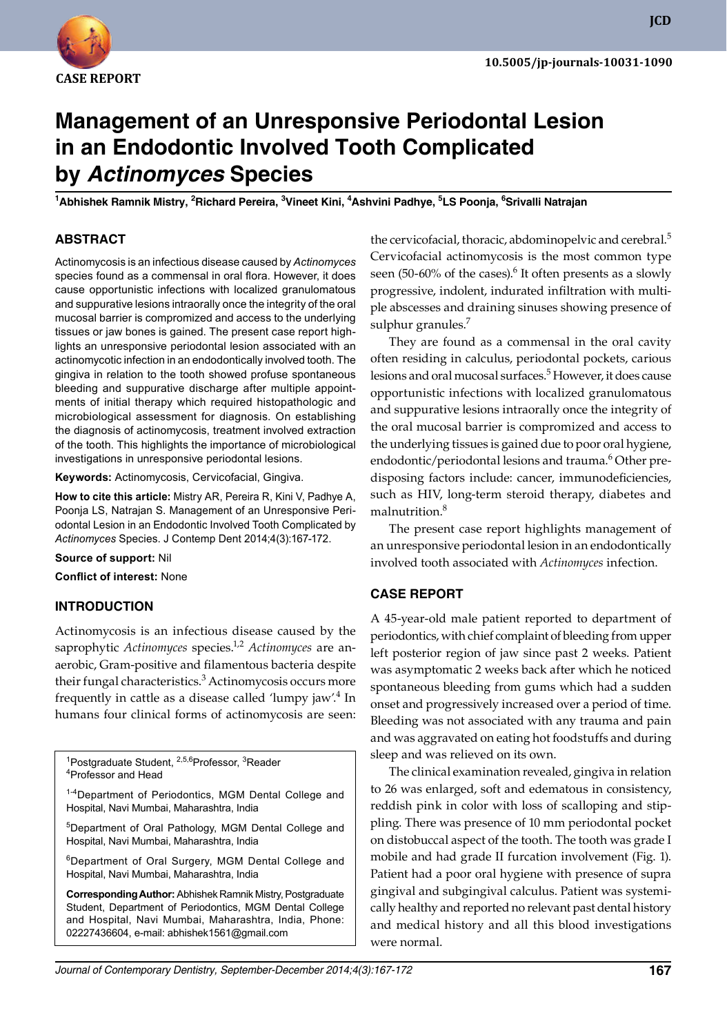CASE REPORT

# Management of an Unresponsive Periodontal Lesion in an Endodontic Involved Tooth Complicated by *Actinomyces* Species

**[1]Abhishek Ramnik Mistry, [2]Richard Pereira, [3]Vineet Kini, [4]Ashvini Padhye, [5]LS Poonja, [6]Srivalli Natrajan**

## ABSTRACT

Actinomycosis is an infectious disease caused by *Actinomyces* species found as a commensal in oral flora. However, it does cause opportunistic infections with localized granulomatous and suppurative lesions intraorally once the integrity of the oral mucosal barrier is compromized and access to the underlying tissues or jaw bones is gained. The present case report highlights an unresponsive periodontal lesion associated with an actinomycotic infection in an endodontically involved tooth. The gingiva in relation to the tooth showed profuse spontaneous bleeding and suppurative discharge after multiple appointments of initial therapy which required histopathologic and microbiological assessment for diagnosis. On establishing the diagnosis of actinomycosis, treatment involved extraction of the tooth. This highlights the importance of microbiological investigations in unresponsive periodontal lesions.

**Keywords:** Actinomycosis, Cervicofacial, Gingiva.

**How to cite this article:** Mistry AR, Pereira R, Kini V, Padhye A, Poonja LS, Natrajan S. Management of an Unresponsive Periodontal Lesion in an Endodontic Involved Tooth Complicated by *Actinomyces* Species. J Contemp Dent 2014;4(3):167-172.

**Source of support:** Nil

**Conflict of interest:** None

## INTRODUCTION

Actinomycosis is an infectious disease caused by the saprophytic *Actinomyces* species.[1,2] *Actinomyces* are anaerobic, Gram-positive and filamentous bacteria despite their fungal characteristics.[3] Actinomycosis occurs more frequently in cattle as a disease called 'lumpy jaw'.[4] In humans four clinical forms of actinomycosis are seen: the cervicofacial, thoracic, abdominopelvic and cerebral.[5] Cervicofacial actinomycosis is the most common type seen (50-60% of the cases).[6] It often presents as a slowly progressive, indolent, indurated infiltration with multiple abscesses and draining sinuses showing presence of sulphur granules.[7]

They are found as a commensal in the oral cavity often residing in calculus, periodontal pockets, carious lesions and oral mucosal surfaces.[5] However, it does cause opportunistic infections with localized granulomatous and suppurative lesions intraorally once the integrity of the oral mucosal barrier is compromized and access to the underlying tissues is gained due to poor oral hygiene, endodontic/periodontal lesions and trauma.[6] Other predisposing factors include: cancer, immunodeficiencies, such as HIV, long-term steroid therapy, diabetes and malnutrition.[8]

The present case report highlights management of an unresponsive periodontal lesion in an endodontically involved tooth associated with *Actinomyces* infection.

[1]Postgraduate Student, [2,5,6]Professor, [3]Reader
[4]Professor and Head

[1-4]Department of Periodontics, MGM Dental College and Hospital, Navi Mumbai, Maharashtra, India

[5]Department of Oral Pathology, MGM Dental College and Hospital, Navi Mumbai, Maharashtra, India

[6]Department of Oral Surgery, MGM Dental College and Hospital, Navi Mumbai, Maharashtra, India

**Corresponding Author:** Abhishek Ramnik Mistry, Postgraduate Student, Department of Periodontics, MGM Dental College and Hospital, Navi Mumbai, Maharashtra, India, Phone: 02227436604, e-mail: abhishek1561@gmail.com

## CASE REPORT

A 45-year-old male patient reported to department of periodontics, with chief complaint of bleeding from upper left posterior region of jaw since past 2 weeks. Patient was asymptomatic 2 weeks back after which he noticed spontaneous bleeding from gums which had a sudden onset and progressively increased over a period of time. Bleeding was not associated with any trauma and pain and was aggravated on eating hot foodstuffs and during sleep and was relieved on its own.

The clinical examination revealed, gingiva in relation to 26 was enlarged, soft and edematous in consistency, reddish pink in color with loss of scalloping and stippling. There was presence of 10 mm periodontal pocket on distobuccal aspect of the tooth. The tooth was grade I mobile and had grade II furcation involvement (Fig. 1). Patient had a poor oral hygiene with presence of supra gingival and subgingival calculus. Patient was systemically healthy and reported no relevant past dental history and medical history and all this blood investigations were normal.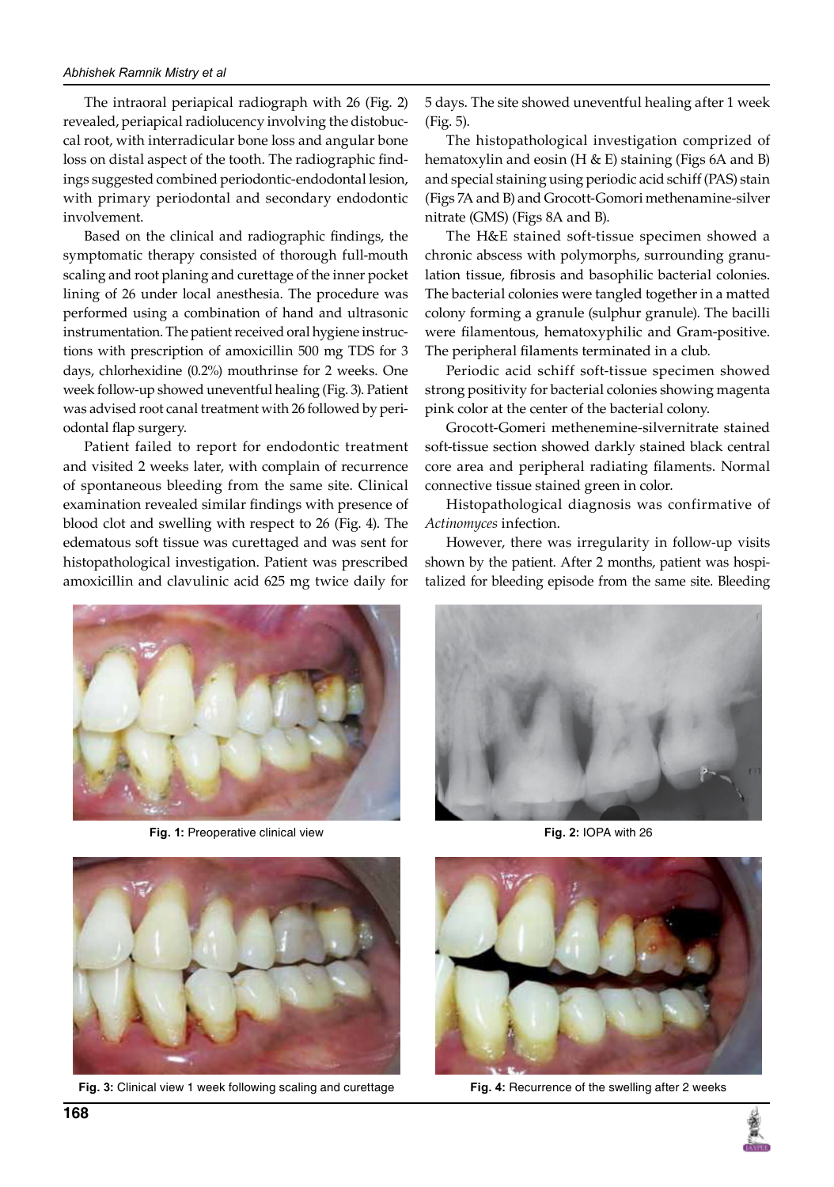The intraoral periapical radiograph with 26 (Fig. 2) revealed, periapical radiolucency involving the distobuccal root, with interradicular bone loss and angular bone loss on distal aspect of the tooth. The radiographic findings suggested combined periodontic-endodontal lesion, with primary periodontal and secondary endodontic involvement.

Based on the clinical and radiographic findings, the symptomatic therapy consisted of thorough full-mouth scaling and root planing and curettage of the inner pocket lining of 26 under local anesthesia. The procedure was performed using a combination of hand and ultrasonic instrumentation. The patient received oral hygiene instructions with prescription of amoxicillin 500 mg TDS for 3 days, chlorhexidine (0.2%) mouthrinse for 2 weeks. One week follow-up showed uneventful healing (Fig. 3). Patient was advised root canal treatment with 26 followed by periodontal flap surgery.

Patient failed to report for endodontic treatment and visited 2 weeks later, with complain of recurrence of spontaneous bleeding from the same site. Clinical examination revealed similar findings with presence of blood clot and swelling with respect to 26 (Fig. 4). The edematous soft tissue was curettaged and was sent for histopathological investigation. Patient was prescribed amoxicillin and clavulinic acid 625 mg twice daily for 5 days. The site showed uneventful healing after 1 week (Fig. 5).

The histopathological investigation comprized of hematoxylin and eosin (H & E) staining (Figs 6A and B) and special staining using periodic acid schiff (PAS) stain (Figs 7A and B) and Grocott-Gomori methenamine-silver nitrate (GMS) (Figs 8A and B).

The H&E stained soft-tissue specimen showed a chronic abscess with polymorphs, surrounding granulation tissue, fibrosis and basophilic bacterial colonies. The bacterial colonies were tangled together in a matted colony forming a granule (sulphur granule). The bacilli were filamentous, hematoxyphilic and Gram-positive. The peripheral filaments terminated in a club.

Periodic acid schiff soft-tissue specimen showed strong positivity for bacterial colonies showing magenta pink color at the center of the bacterial colony.

Grocott-Gomeri methenemine-silvernitrate stained soft-tissue section showed darkly stained black central core area and peripheral radiating filaments. Normal connective tissue stained green in color.

Histopathological diagnosis was confirmative of *Actinomyces* infection.

However, there was irregularity in follow-up visits shown by the patient. After 2 months, patient was hospitalized for bleeding episode from the same site. Bleeding

**Fig. 1:** Preoperative clinical view

**Fig. 2:** IOPA with 26

**Fig. 3:** Clinical view 1 week following scaling and curettage

**Fig. 4:** Recurrence of the swelling after 2 weeks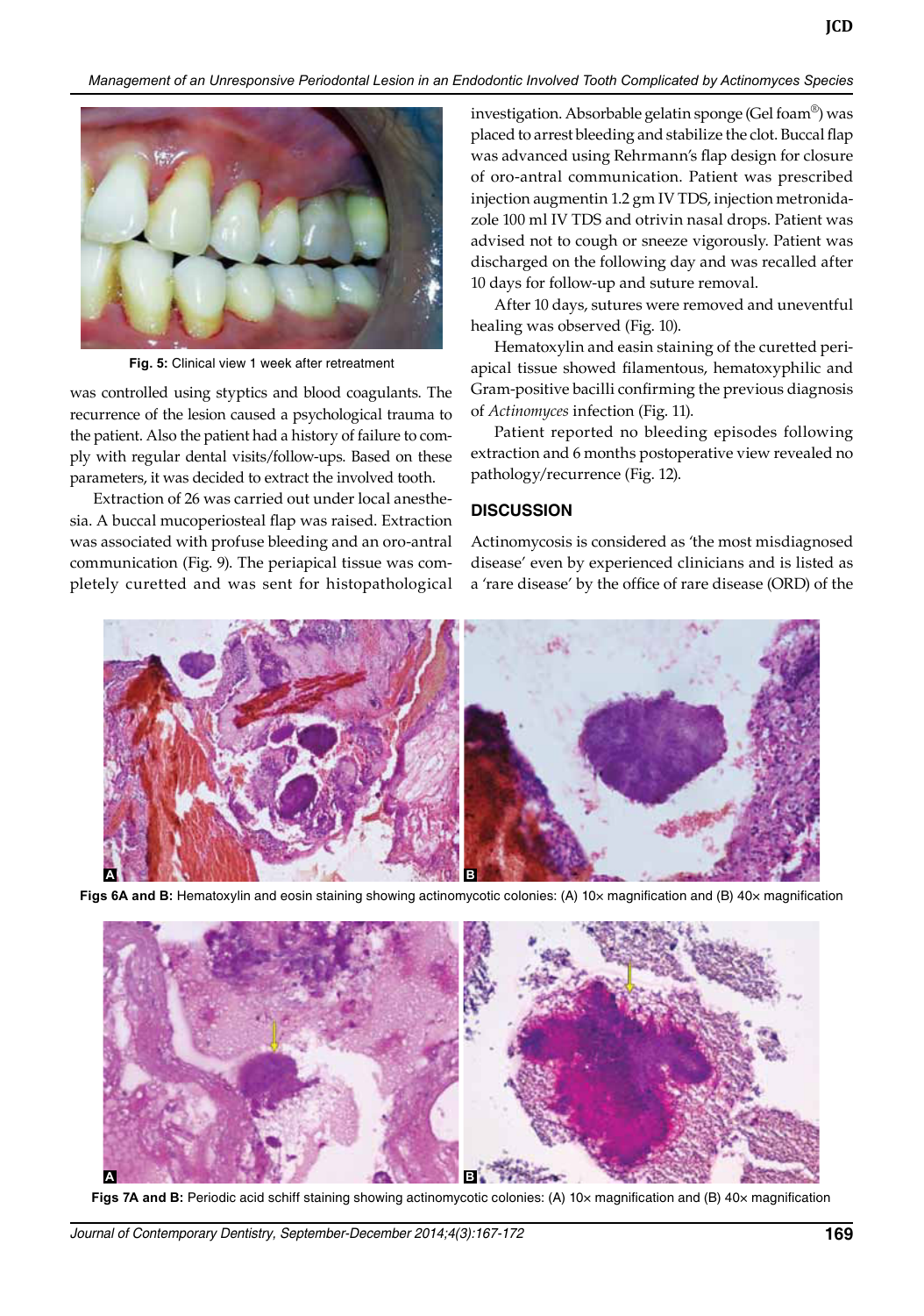Fig. 5: Clinical view 1 week after retreatment

was controlled using styptics and blood coagulants. The recurrence of the lesion caused a psychological trauma to the patient. Also the patient had a history of failure to comply with regular dental visits/follow-ups. Based on these parameters, it was decided to extract the involved tooth.

Extraction of 26 was carried out under local anesthesia. A buccal mucoperiosteal flap was raised. Extraction was associated with profuse bleeding and an oro-antral communication (Fig. 9). The periapical tissue was completely curetted and was sent for histopathological investigation. Absorbable gelatin sponge (Gel foam®) was placed to arrest bleeding and stabilize the clot. Buccal flap was advanced using Rehrmann's flap design for closure of oro-antral communication. Patient was prescribed injection augmentin 1.2 gm IV TDS, injection metronidazole 100 ml IV TDS and otrivin nasal drops. Patient was advised not to cough or sneeze vigorously. Patient was discharged on the following day and was recalled after 10 days for follow-up and suture removal.

After 10 days, sutures were removed and uneventful healing was observed (Fig. 10).

Hematoxylin and easin staining of the curetted periapical tissue showed filamentous, hematoxyphilic and Gram-positive bacilli confirming the previous diagnosis of *Actinomyces* infection (Fig. 11).

Patient reported no bleeding episodes following extraction and 6 months postoperative view revealed no pathology/recurrence (Fig. 12).

## DISCUSSION

Actinomycosis is considered as 'the most misdiagnosed disease' even by experienced clinicians and is listed as a 'rare disease' by the office of rare disease (ORD) of the

**Figs 6A and B:** Hematoxylin and eosin staining showing actinomycotic colonies: (A) 10× magnification and (B) 40× magnification

**Figs 7A and B:** Periodic acid schiff staining showing actinomycotic colonies: (A) 10× magnification and (B) 40× magnification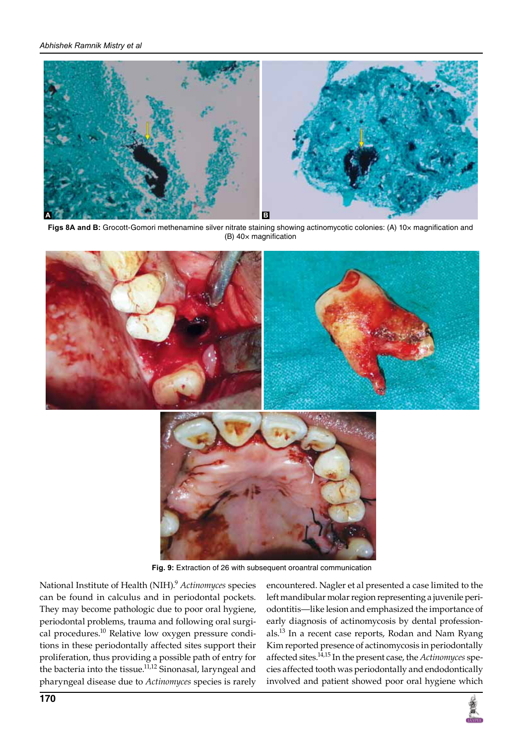Figs 8A and B: Grocott-Gomori methenamine silver nitrate staining showing actinomycotic colonies: (A) 10× magnification and (B) 40× magnification

Fig. 9: Extraction of 26 with subsequent oroantral communication

National Institute of Health (NIH).[9] *Actinomyces* species can be found in calculus and in periodontal pockets. They may become pathologic due to poor oral hygiene, periodontal problems, trauma and following oral surgical procedures.[10] Relative low oxygen pressure conditions in these periodontally affected sites support their proliferation, thus providing a possible path of entry for the bacteria into the tissue.[11,12] Sinonasal, laryngeal and pharyngeal disease due to *Actinomyces* species is rarely encountered. Nagler et al presented a case limited to the left mandibular molar region representing a juvenile periodontitis—like lesion and emphasized the importance of early diagnosis of actinomycosis by dental professionals.[13] In a recent case reports, Rodan and Nam Ryang Kim reported presence of actinomycosis in periodontally affected sites.[14,15] In the present case, the *Actinomyces* species affected tooth was periodontally and endodontically involved and patient showed poor oral hygiene which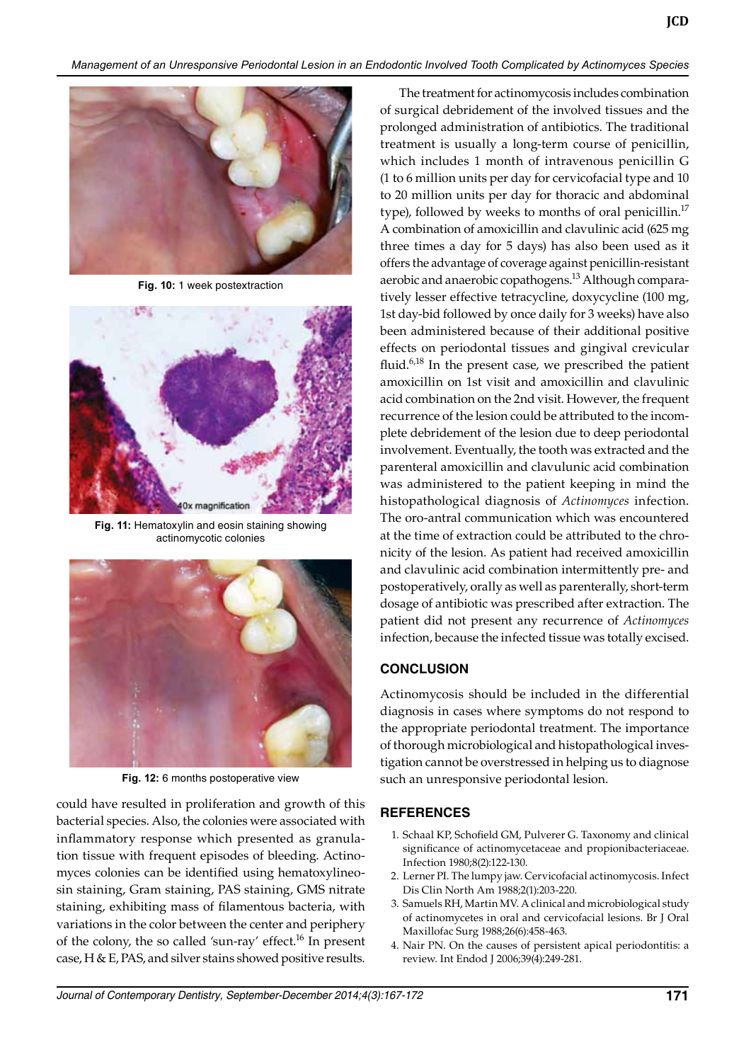Fig. 10: 1 week postextraction

Fig. 11: Hematoxylin and eosin staining showing actinomycotic colonies

Fig. 12: 6 months postoperative view

could have resulted in proliferation and growth of this bacterial species. Also, the colonies were associated with inflammatory response which presented as granulation tissue with frequent episodes of bleeding. Actinomyces colonies can be identified using hematoxylineosin staining, Gram staining, PAS staining, GMS nitrate staining, exhibiting mass of filamentous bacteria, with variations in the color between the center and periphery of the colony, the so called 'sun-ray' effect.[16] In present case, H & E, PAS, and silver stains showed positive results.

The treatment for actinomycosis includes combination of surgical debridement of the involved tissues and the prolonged administration of antibiotics. The traditional treatment is usually a long-term course of penicillin, which includes 1 month of intravenous penicillin G (1 to 6 million units per day for cervicofacial type and 10 to 20 million units per day for thoracic and abdominal type), followed by weeks to months of oral penicillin.[17] A combination of amoxicillin and clavulinic acid (625 mg three times a day for 5 days) has also been used as it offers the advantage of coverage against penicillin-resistant aerobic and anaerobic copathogens.[13] Although comparatively lesser effective tetracycline, doxycycline (100 mg, 1st day-bid followed by once daily for 3 weeks) have also been administered because of their additional positive effects on periodontal tissues and gingival crevicular fluid.[6,18] In the present case, we prescribed the patient amoxicillin on 1st visit and amoxicillin and clavulinic acid combination on the 2nd visit. However, the frequent recurrence of the lesion could be attributed to the incomplete debridement of the lesion due to deep periodontal involvement. Eventually, the tooth was extracted and the parenteral amoxicillin and clavulunic acid combination was administered to the patient keeping in mind the histopathological diagnosis of *Actinomyces* infection. The oro-antral communication which was encountered at the time of extraction could be attributed to the chronicity of the lesion. As patient had received amoxicillin and clavulinic acid combination intermittently pre- and postoperatively, orally as well as parenterally, short-term dosage of antibiotic was prescribed after extraction. The patient did not present any recurrence of *Actinomyces* infection, because the infected tissue was totally excised.

## CONCLUSION

Actinomycosis should be included in the differential diagnosis in cases where symptoms do not respond to the appropriate periodontal treatment. The importance of thorough microbiological and histopathological investigation cannot be overstressed in helping us to diagnose such an unresponsive periodontal lesion.

## REFERENCES

1. Schaal KP, Schofield GM, Pulverer G. Taxonomy and clinical significance of actinomycetaceae and propionibacteriaceae. Infection 1980;8(2):122-130.
2. Lerner PI. The lumpy jaw. Cervicofacial actinomycosis. Infect Dis Clin North Am 1988;2(1):203-220.
3. Samuels RH, Martin MV. A clinical and microbiological study of actinomycetes in oral and cervicofacial lesions. Br J Oral Maxillofac Surg 1988;26(6):458-463.
4. Nair PN. On the causes of persistent apical periodontitis: a review. Int Endod J 2006;39(4):249-281.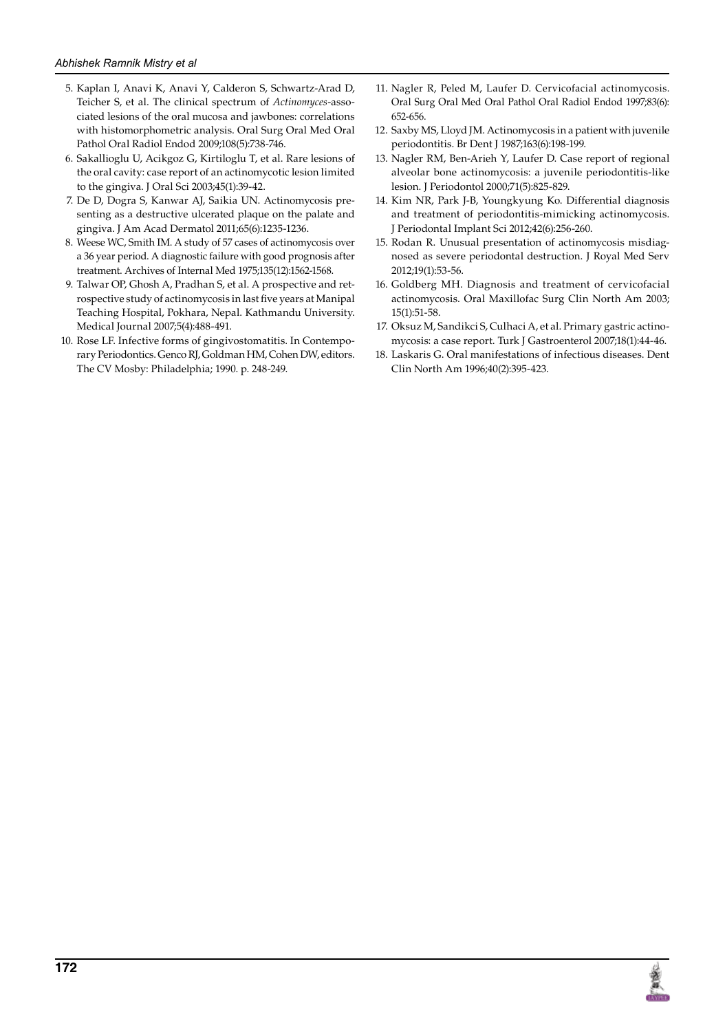5. Kaplan I, Anavi K, Anavi Y, Calderon S, Schwartz-Arad D, Teicher S, et al. The clinical spectrum of *Actinomyces*-associated lesions of the oral mucosa and jawbones: correlations with histomorphometric analysis. Oral Surg Oral Med Oral Pathol Oral Radiol Endod 2009;108(5):738-746.
6. Sakallioglu U, Acikgoz G, Kirtiloglu T, et al. Rare lesions of the oral cavity: case report of an actinomycotic lesion limited to the gingiva. J Oral Sci 2003;45(1):39-42.
7. De D, Dogra S, Kanwar AJ, Saikia UN. Actinomycosis presenting as a destructive ulcerated plaque on the palate and gingiva. J Am Acad Dermatol 2011;65(6):1235-1236.
8. Weese WC, Smith IM. A study of 57 cases of actinomycosis over a 36 year period. A diagnostic failure with good prognosis after treatment. Archives of Internal Med 1975;135(12):1562-1568.
9. Talwar OP, Ghosh A, Pradhan S, et al. A prospective and retrospective study of actinomycosis in last five years at Manipal Teaching Hospital, Pokhara, Nepal. Kathmandu University. Medical Journal 2007;5(4):488-491.
10. Rose LF. Infective forms of gingivostomatitis. In Contemporary Periodontics. Genco RJ, Goldman HM, Cohen DW, editors. The CV Mosby: Philadelphia; 1990. p. 248-249.
11. Nagler R, Peled M, Laufer D. Cervicofacial actinomycosis. Oral Surg Oral Med Oral Pathol Oral Radiol Endod 1997;83(6):652-656.
12. Saxby MS, Lloyd JM. Actinomycosis in a patient with juvenile periodontitis. Br Dent J 1987;163(6):198-199.
13. Nagler RM, Ben-Arieh Y, Laufer D. Case report of regional alveolar bone actinomycosis: a juvenile periodontitis-like lesion. J Periodontol 2000;71(5):825-829.
14. Kim NR, Park J-B, Youngkyung Ko. Differential diagnosis and treatment of periodontitis-mimicking actinomycosis. J Periodontal Implant Sci 2012;42(6):256-260.
15. Rodan R. Unusual presentation of actinomycosis misdiagnosed as severe periodontal destruction. J Royal Med Serv 2012;19(1):53-56.
16. Goldberg MH. Diagnosis and treatment of cervicofacial actinomycosis. Oral Maxillofac Surg Clin North Am 2003;15(1):51-58.
17. Oksuz M, Sandikci S, Culhaci A, et al. Primary gastric actinomycosis: a case report. Turk J Gastroenterol 2007;18(1):44-46.
18. Laskaris G. Oral manifestations of infectious diseases. Dent Clin North Am 1996;40(2):395-423.